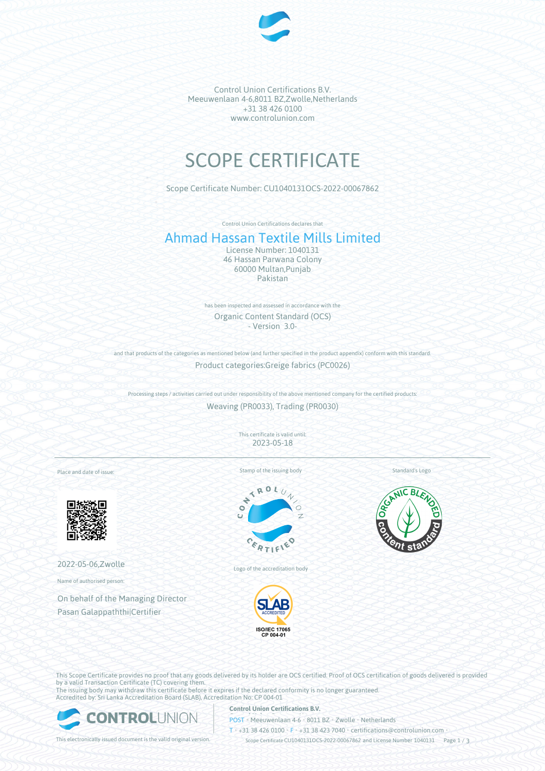Control Union Certifications B.V.
Meeuwenlaan 4-6,8011 BZ,Zwolle,Netherlands
+31 38 426 0100
www.controlunion.com

# SCOPE CERTIFICATE

Scope Certificate Number: CU1040131OCS-2022-00067862

Control Union Certifications declares that

## Ahmad Hassan Textile Mills Limited

License Number: 1040131
46 Hassan Parwana Colony
60000 Multan,Punjab
Pakistan

has been inspected and assessed in accordance with the

Organic Content Standard (OCS)
- Version 3.0-

and that products of the categories as mentioned below (and further specified in the product appendix) conform with this standard.

Product categories:Greige fabrics (PC0026)

Processing steps / activities carried out under responsibility of the above mentioned company for the certified products:

Weaving (PR0033), Trading (PR0030)

This certificate is valid until:
2023-05-18

Place and date of issue:

2022-05-06,Zwolle

Name of authorised person:

On behalf of the Managing Director
Pasan Galappaththi|Certifier

Stamp of the issuing body

Logo of the accreditation body

ISO/IEC 17065
CP 004-01

Standard's Logo

This Scope Certificate provides no proof that any goods delivered by its holder are OCS certified. Proof of OCS certification of goods delivered is provided by a valid Transaction Certificate (TC) covering them.
The issuing body may withdraw this certificate before it expires if the declared conformity is no longer guaranteed.
Accredited by: Sri Lanka Accreditation Board (SLAB), Accreditation No: CP 004-01

This electronically issued document is the valid original version.

**Control Union Certifications B.V.**
POST • Meeuwenlaan 4-6 • 8011 BZ • Zwolle • Netherlands
T • +31 38 426 0100 • F • +31 38 423 7040 • certifications@controlunion.com •
Scope Certificate CU1040131OCS-2022-00067862 and License Number 1040131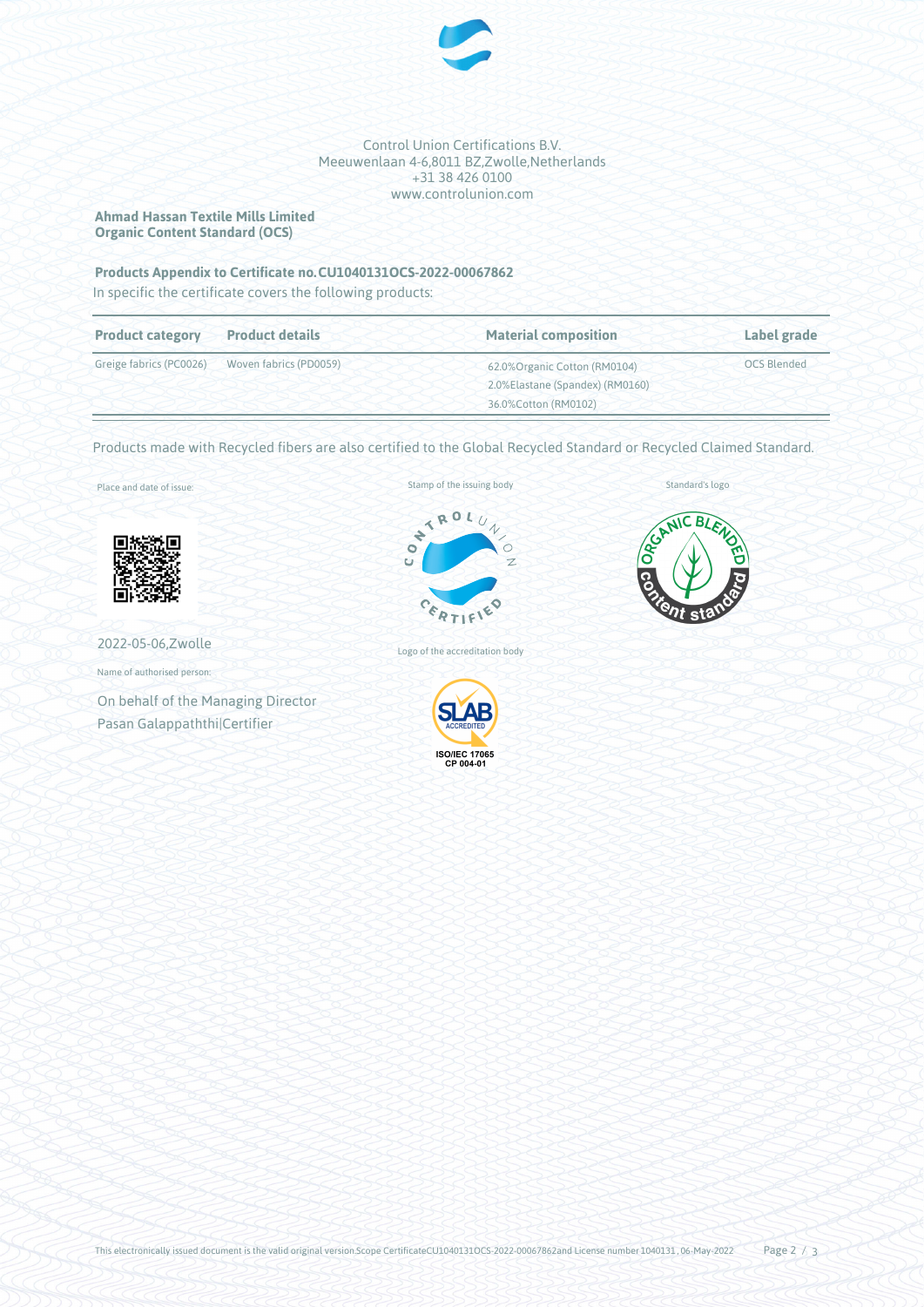Control Union Certifications B.V.
Meeuwenlaan 4-6,8011 BZ,Zwolle,Netherlands
+31 38 426 0100
www.controlunion.com

**Ahmad Hassan Textile Mills Limited**
**Organic Content Standard (OCS)**

**Products Appendix to Certificate no.CU1040131OCS-2022-00067862**

In specific the certificate covers the following products:

| Product category | Product details | Material composition | Label grade |
|---|---|---|---|
| Greige fabrics (PC0026) | Woven fabrics (PD0059) | 62.0%Organic Cotton (RM0104)<br>2.0%Elastane (Spandex) (RM0160)<br>36.0%Cotton (RM0102) | OCS Blended |

Products made with Recycled fibers are also certified to the Global Recycled Standard or Recycled Claimed Standard.

Place and date of issue:

2022-05-06,Zwolle

Name of authorised person:

On behalf of the Managing Director
Pasan Galappaththi|Certifier

Stamp of the issuing body

Logo of the accreditation body

Standard's logo

This electronically issued document is the valid original version.Scope CertificateCU1040131OCS-2022-00067862and License number 1040131 , 06-May-2022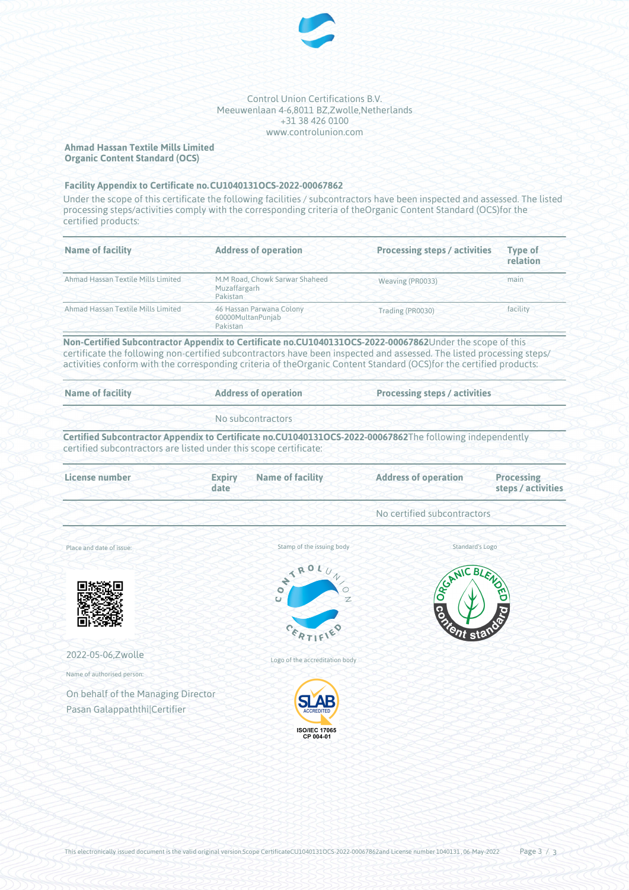Control Union Certifications B.V.
Meeuwenlaan 4-6,8011 BZ,Zwolle,Netherlands
+31 38 426 0100
www.controlunion.com

**Ahmad Hassan Textile Mills Limited**
**Organic Content Standard (OCS)**

### Facility Appendix to Certificate no. CU1040131OCS-2022-00067862

Under the scope of this certificate the following facilities / subcontractors have been inspected and assessed. The listed processing steps/activities comply with the corresponding criteria of theOrganic Content Standard (OCS)for the certified products:

| Name of facility | Address of operation | Processing steps / activities | Type of relation |
|---|---|---|---|
| Ahmad Hassan Textile Mills Limited | M.M Road, Chowk Sarwar Shaheed Muzaffargarh Pakistan | Weaving (PR0033) | main |
| Ahmad Hassan Textile Mills Limited | 46 Hassan Parwana Colony 60000MultanPunjab Pakistan | Trading (PR0030) | facility |

**Non-Certified Subcontractor Appendix to Certificate no.CU1040131OCS-2022-00067862**Under the scope of this certificate the following non-certified subcontractors have been inspected and assessed. The listed processing steps/ activities conform with the corresponding criteria of theOrganic Content Standard (OCS)for the certified products:

| Name of facility | Address of operation | Processing steps / activities |
|---|---|---|
| | No subcontractors | |

**Certified Subcontractor Appendix to Certificate no.CU1040131OCS-2022-00067862**The following independently certified subcontractors are listed under this scope certificate:

| License number | Expiry date | Name of facility | Address of operation | Processing steps / activities |
|---|---|---|---|---|
| | | | No certified subcontractors | |

Place and date of issue:

2022-05-06,Zwolle

Name of authorised person:

On behalf of the Managing Director
Pasan Galappaththi|Certifier

Stamp of the issuing body

Logo of the accreditation body

Standard's Logo

This electronically issued document is the valid original version.Scope CertificateCU1040131OCS-2022-00067862and License number 1040131 , 06-May-2022